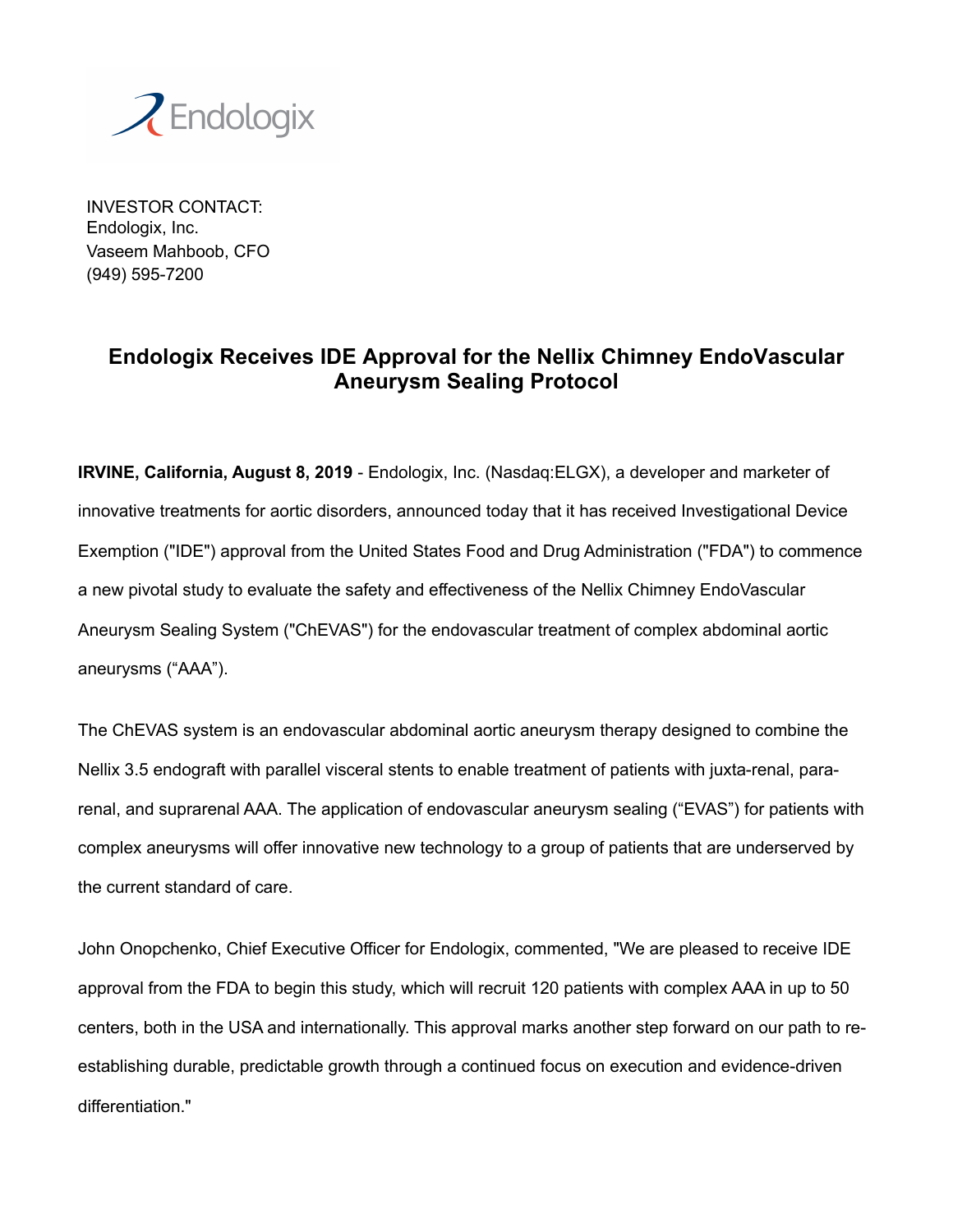INVESTOR CONTACT:
Endologix, Inc.
Vaseem Mahboob, CFO
(949) 595-7200

# Endologix Receives IDE Approval for the Nellix Chimney EndoVascular Aneurysm Sealing Protocol

**IRVINE, California, August 8, 2019** - Endologix, Inc. (Nasdaq:ELGX), a developer and marketer of innovative treatments for aortic disorders, announced today that it has received Investigational Device Exemption ("IDE") approval from the United States Food and Drug Administration ("FDA") to commence a new pivotal study to evaluate the safety and effectiveness of the Nellix Chimney EndoVascular Aneurysm Sealing System ("ChEVAS") for the endovascular treatment of complex abdominal aortic aneurysms ("AAA").

The ChEVAS system is an endovascular abdominal aortic aneurysm therapy designed to combine the Nellix 3.5 endograft with parallel visceral stents to enable treatment of patients with juxta-renal, para-renal, and suprarenal AAA. The application of endovascular aneurysm sealing ("EVAS") for patients with complex aneurysms will offer innovative new technology to a group of patients that are underserved by the current standard of care.

John Onopchenko, Chief Executive Officer for Endologix, commented, "We are pleased to receive IDE approval from the FDA to begin this study, which will recruit 120 patients with complex AAA in up to 50 centers, both in the USA and internationally. This approval marks another step forward on our path to re-establishing durable, predictable growth through a continued focus on execution and evidence-driven differentiation."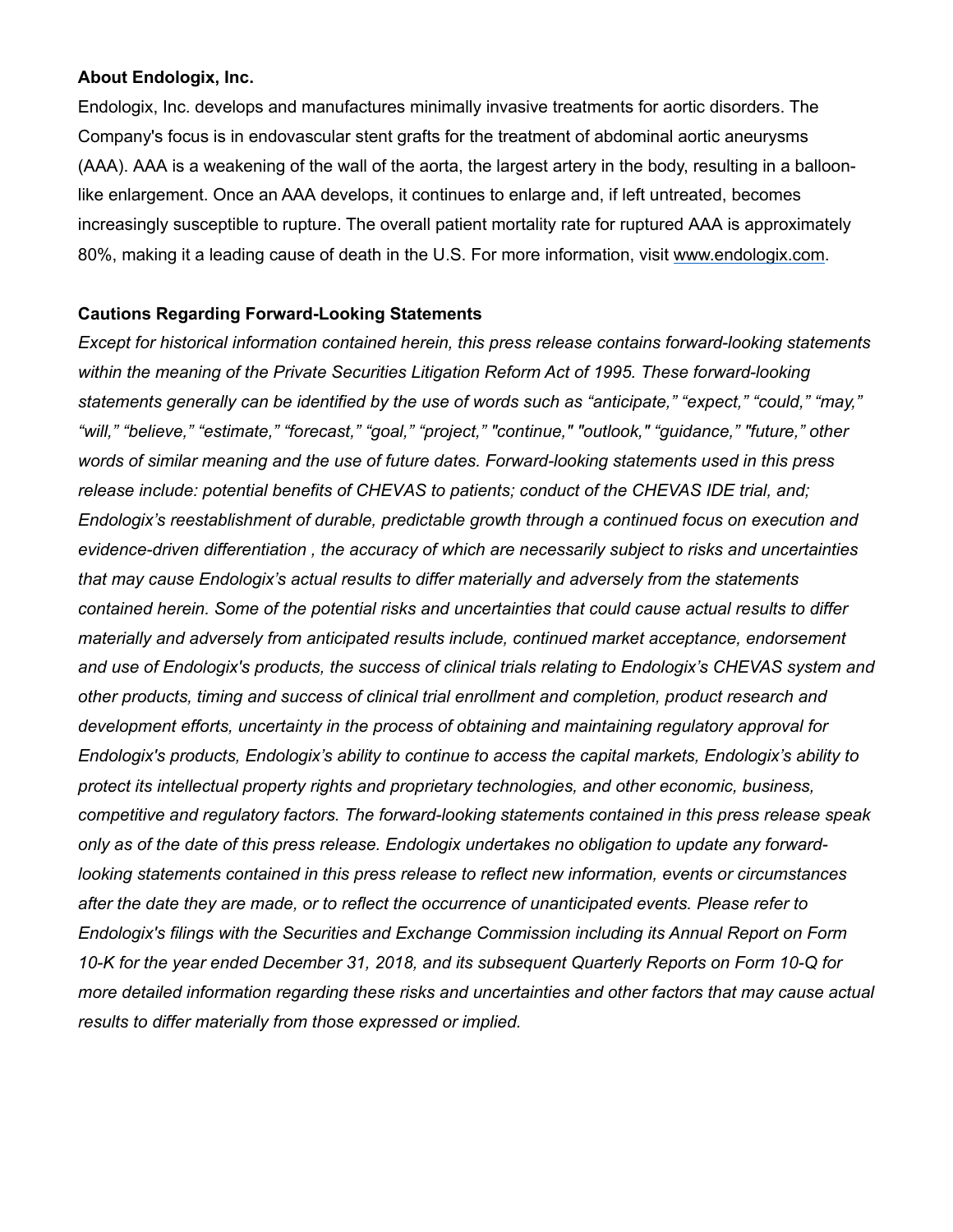**About Endologix, Inc.**

Endologix, Inc. develops and manufactures minimally invasive treatments for aortic disorders. The Company's focus is in endovascular stent grafts for the treatment of abdominal aortic aneurysms (AAA). AAA is a weakening of the wall of the aorta, the largest artery in the body, resulting in a balloon-like enlargement. Once an AAA develops, it continues to enlarge and, if left untreated, becomes increasingly susceptible to rupture. The overall patient mortality rate for ruptured AAA is approximately 80%, making it a leading cause of death in the U.S. For more information, visit www.endologix.com.

**Cautions Regarding Forward-Looking Statements**

*Except for historical information contained herein, this press release contains forward-looking statements within the meaning of the Private Securities Litigation Reform Act of 1995. These forward-looking statements generally can be identified by the use of words such as “anticipate,” “expect,” “could,” “may,” “will,” “believe,” “estimate,” “forecast,” “goal,” “project,” "continue," "outlook," “guidance,” "future," other words of similar meaning and the use of future dates. Forward-looking statements used in this press release include: potential benefits of CHEVAS to patients; conduct of the CHEVAS IDE trial, and; Endologix’s reestablishment of durable, predictable growth through a continued focus on execution and evidence-driven differentiation , the accuracy of which are necessarily subject to risks and uncertainties that may cause Endologix’s actual results to differ materially and adversely from the statements contained herein. Some of the potential risks and uncertainties that could cause actual results to differ materially and adversely from anticipated results include, continued market acceptance, endorsement and use of Endologix's products, the success of clinical trials relating to Endologix’s CHEVAS system and other products, timing and success of clinical trial enrollment and completion, product research and development efforts, uncertainty in the process of obtaining and maintaining regulatory approval for Endologix's products, Endologix’s ability to continue to access the capital markets, Endologix’s ability to protect its intellectual property rights and proprietary technologies, and other economic, business, competitive and regulatory factors. The forward-looking statements contained in this press release speak only as of the date of this press release. Endologix undertakes no obligation to update any forward-looking statements contained in this press release to reflect new information, events or circumstances after the date they are made, or to reflect the occurrence of unanticipated events. Please refer to Endologix's filings with the Securities and Exchange Commission including its Annual Report on Form 10-K for the year ended December 31, 2018, and its subsequent Quarterly Reports on Form 10-Q for more detailed information regarding these risks and uncertainties and other factors that may cause actual results to differ materially from those expressed or implied.*